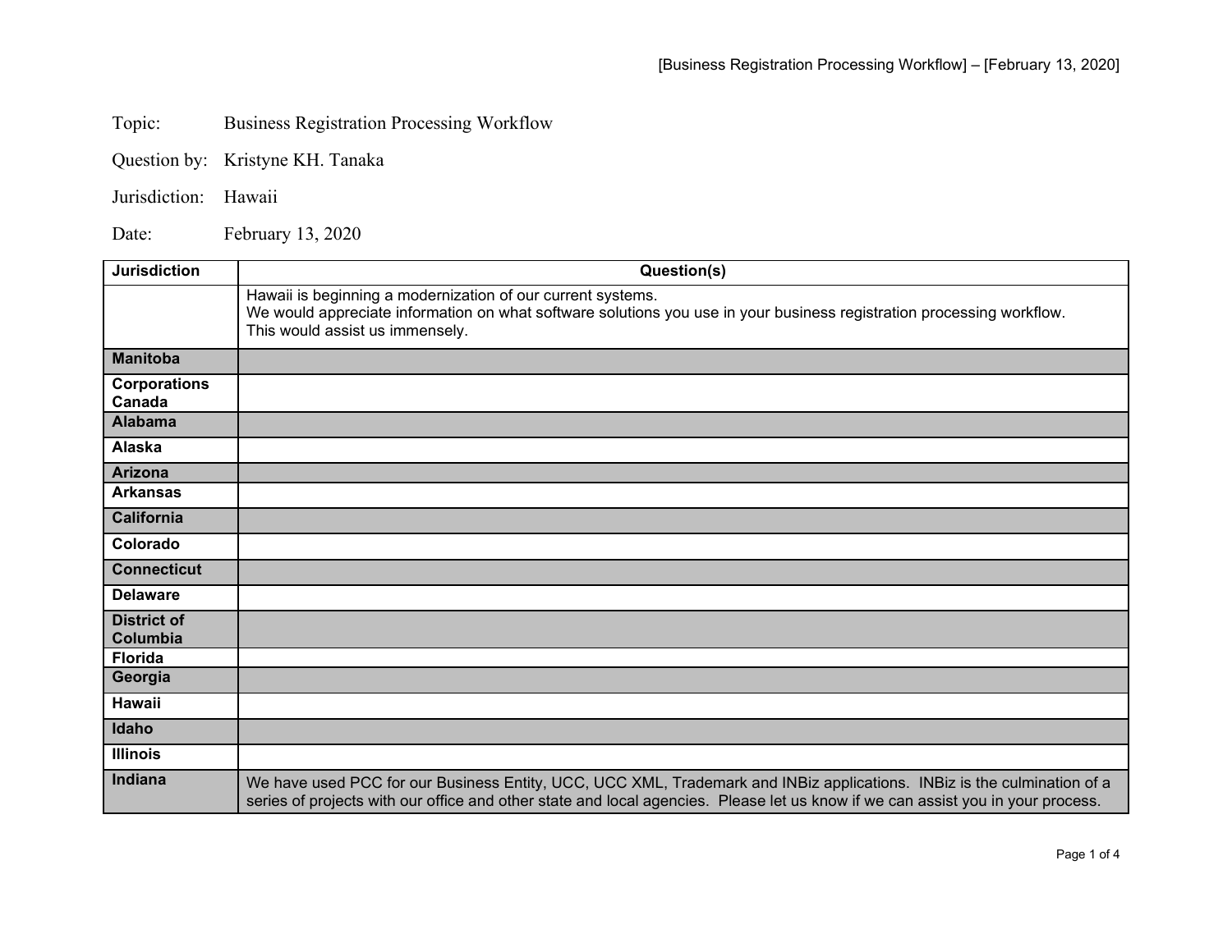Topic: Business Registration Processing Workflow

Question by: Kristyne KH. Tanaka

Jurisdiction: Hawaii

Date: February 13, 2020

| Jurisdiction | Question(s) |
| --- | --- |
| | Hawaii is beginning a modernization of our current systems.<br>We would appreciate information on what software solutions you use in your business registration processing workflow.<br>This would assist us immensely. |
| **Manitoba** | |
| **Corporations Canada** | |
| **Alabama** | |
| **Alaska** | |
| **Arizona** | |
| **Arkansas** | |
| **California** | |
| **Colorado** | |
| **Connecticut** | |
| **Delaware** | |
| **District of Columbia** | |
| **Florida** | |
| **Georgia** | |
| **Hawaii** | |
| **Idaho** | |
| **Illinois** | |
| **Indiana** | We have used PCC for our Business Entity, UCC, UCC XML, Trademark and INBiz applications. INBiz is the culmination of a series of projects with our office and other state and local agencies. Please let us know if we can assist you in your process. |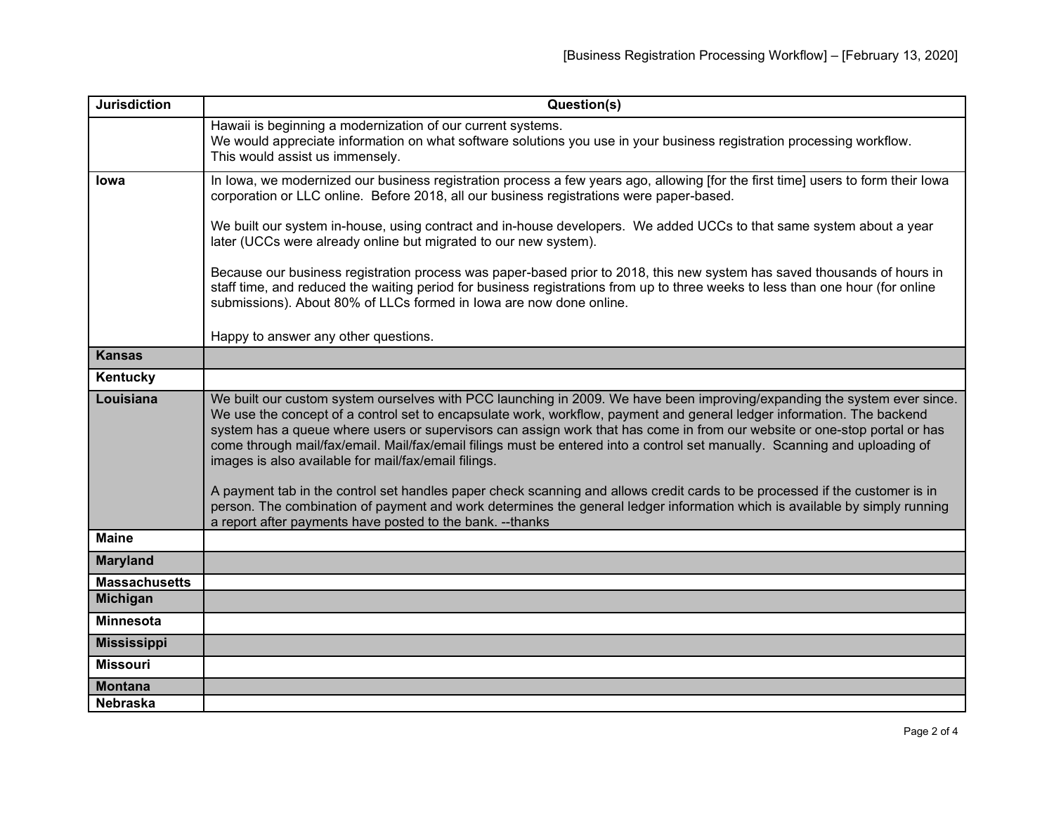| Jurisdiction | Question(s) |
| --- | --- |
| | Hawaii is beginning a modernization of our current systems.<br>We would appreciate information on what software solutions you use in your business registration processing workflow.<br>This would assist us immensely. |
| **Iowa** | In Iowa, we modernized our business registration process a few years ago, allowing [for the first time] users to form their Iowa corporation or LLC online. Before 2018, all our business registrations were paper-based.<br><br>We built our system in-house, using contract and in-house developers. We added UCCs to that same system about a year later (UCCs were already online but migrated to our new system).<br><br>Because our business registration process was paper-based prior to 2018, this new system has saved thousands of hours in staff time, and reduced the waiting period for business registrations from up to three weeks to less than one hour (for online submissions). About 80% of LLCs formed in Iowa are now done online.<br><br>Happy to answer any other questions. |
| **Kansas** | |
| **Kentucky** | |
| **Louisiana** | We built our custom system ourselves with PCC launching in 2009. We have been improving/expanding the system ever since. We use the concept of a control set to encapsulate work, workflow, payment and general ledger information. The backend system has a queue where users or supervisors can assign work that has come in from our website or one-stop portal or has come through mail/fax/email. Mail/fax/email filings must be entered into a control set manually. Scanning and uploading of images is also available for mail/fax/email filings.<br><br>A payment tab in the control set handles paper check scanning and allows credit cards to be processed if the customer is in person. The combination of payment and work determines the general ledger information which is available by simply running a report after payments have posted to the bank. --thanks |
| **Maine** | |
| **Maryland** | |
| **Massachusetts** | |
| **Michigan** | |
| **Minnesota** | |
| **Mississippi** | |
| **Missouri** | |
| **Montana** | |
| **Nebraska** | |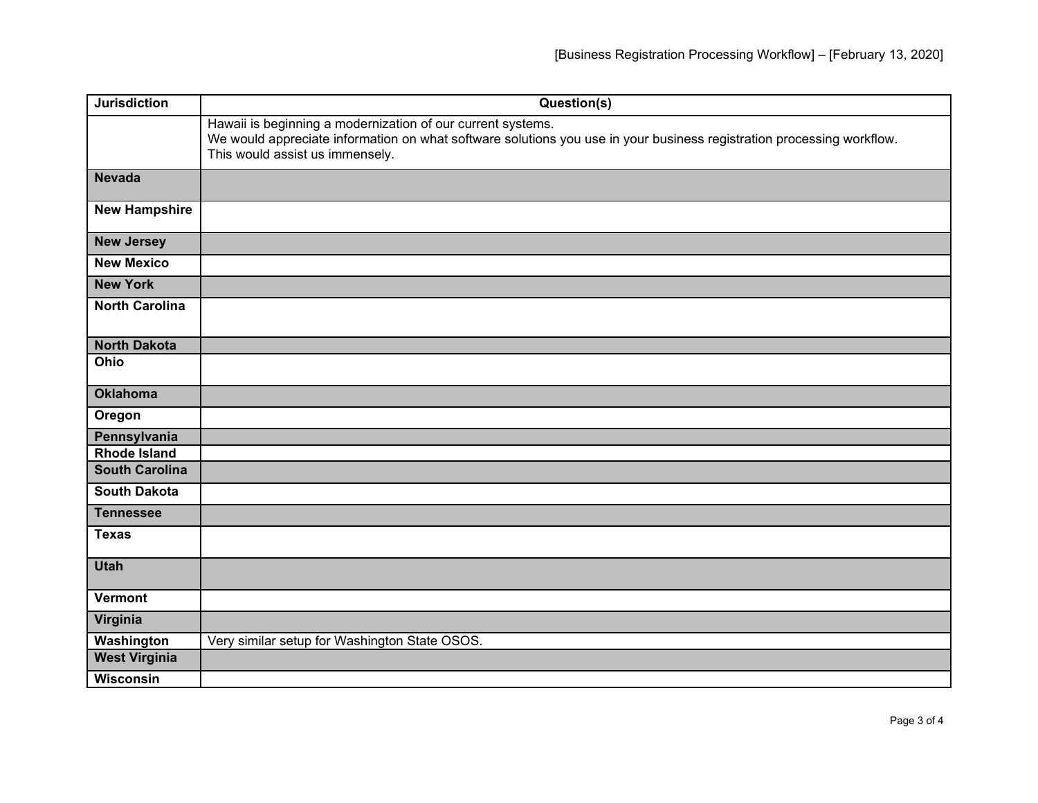| Jurisdiction | Question(s) |
|---|---|
| | Hawaii is beginning a modernization of our current systems.<br>We would appreciate information on what software solutions you use in your business registration processing workflow.<br>This would assist us immensely. |
| **Nevada** | |
| **New Hampshire** | |
| **New Jersey** | |
| **New Mexico** | |
| **New York** | |
| **North Carolina** | |
| **North Dakota** | |
| **Ohio** | |
| **Oklahoma** | |
| **Oregon** | |
| **Pennsylvania** | |
| **Rhode Island** | |
| **South Carolina** | |
| **South Dakota** | |
| **Tennessee** | |
| **Texas** | |
| **Utah** | |
| **Vermont** | |
| **Virginia** | |
| **Washington** | Very similar setup for Washington State OSOS. |
| **West Virginia** | |
| **Wisconsin** | |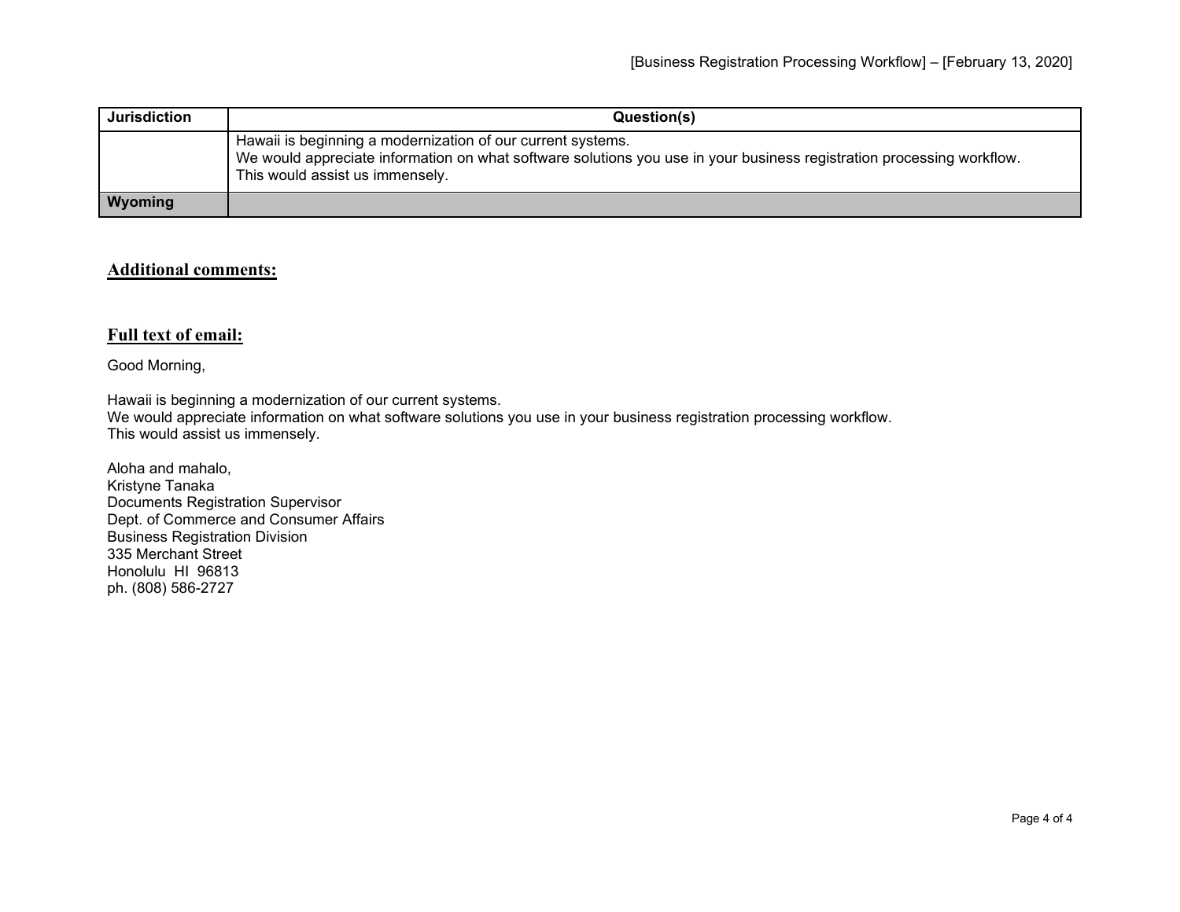| Jurisdiction | Question(s) |
| --- | --- |
| | Hawaii is beginning a modernization of our current systems.<br>We would appreciate information on what software solutions you use in your business registration processing workflow.<br>This would assist us immensely. |
| **Wyoming** | |

## Additional comments:

## Full text of email:

Good Morning,

Hawaii is beginning a modernization of our current systems.
We would appreciate information on what software solutions you use in your business registration processing workflow.
This would assist us immensely.

Aloha and mahalo,
Kristyne Tanaka
Documents Registration Supervisor
Dept. of Commerce and Consumer Affairs
Business Registration Division
335 Merchant Street
Honolulu HI 96813
ph. (808) 586-2727